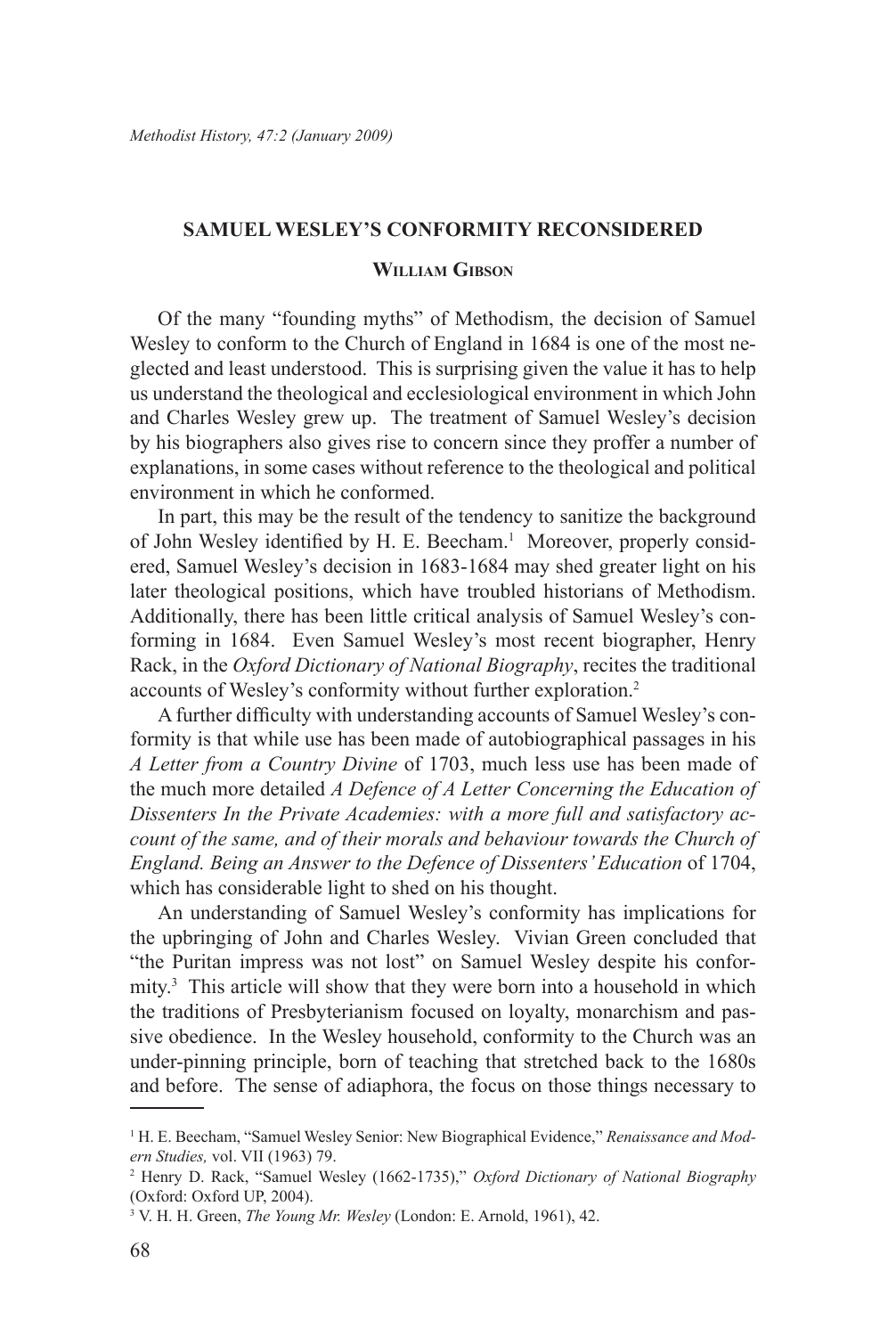## SAMUEL WESLEY'S CONFORMITY RECONSIDERED

### William Gibson

Of the many "founding myths" of Methodism, the decision of Samuel Wesley to conform to the Church of England in 1684 is one of the most neglected and least understood. This is surprising given the value it has to help us understand the theological and ecclesiological environment in which John and Charles Wesley grew up. The treatment of Samuel Wesley's decision by his biographers also gives rise to concern since they proffer a number of explanations, in some cases without reference to the theological and political environment in which he conformed.

In part, this may be the result of the tendency to sanitize the background of John Wesley identified by H. E. Beecham.[1] Moreover, properly considered, Samuel Wesley's decision in 1683-1684 may shed greater light on his later theological positions, which have troubled historians of Methodism. Additionally, there has been little critical analysis of Samuel Wesley's conforming in 1684. Even Samuel Wesley's most recent biographer, Henry Rack, in the *Oxford Dictionary of National Biography*, recites the traditional accounts of Wesley's conformity without further exploration.[2]

A further difficulty with understanding accounts of Samuel Wesley's conformity is that while use has been made of autobiographical passages in his *A Letter from a Country Divine* of 1703, much less use has been made of the much more detailed *A Defence of A Letter Concerning the Education of Dissenters In the Private Academies: with a more full and satisfactory account of the same, and of their morals and behaviour towards the Church of England. Being an Answer to the Defence of Dissenters' Education* of 1704, which has considerable light to shed on his thought.

An understanding of Samuel Wesley's conformity has implications for the upbringing of John and Charles Wesley. Vivian Green concluded that "the Puritan impress was not lost" on Samuel Wesley despite his conformity.[3] This article will show that they were born into a household in which the traditions of Presbyterianism focused on loyalty, monarchism and passive obedience. In the Wesley household, conformity to the Church was an under-pinning principle, born of teaching that stretched back to the 1680s and before. The sense of adiaphora, the focus on those things necessary to

---

[1] H. E. Beecham, "Samuel Wesley Senior: New Biographical Evidence," *Renaissance and Modern Studies,* vol. VII (1963) 79.

[2] Henry D. Rack, "Samuel Wesley (1662-1735)," *Oxford Dictionary of National Biography* (Oxford: Oxford UP, 2004).

[3] V. H. H. Green, *The Young Mr. Wesley* (London: E. Arnold, 1961), 42.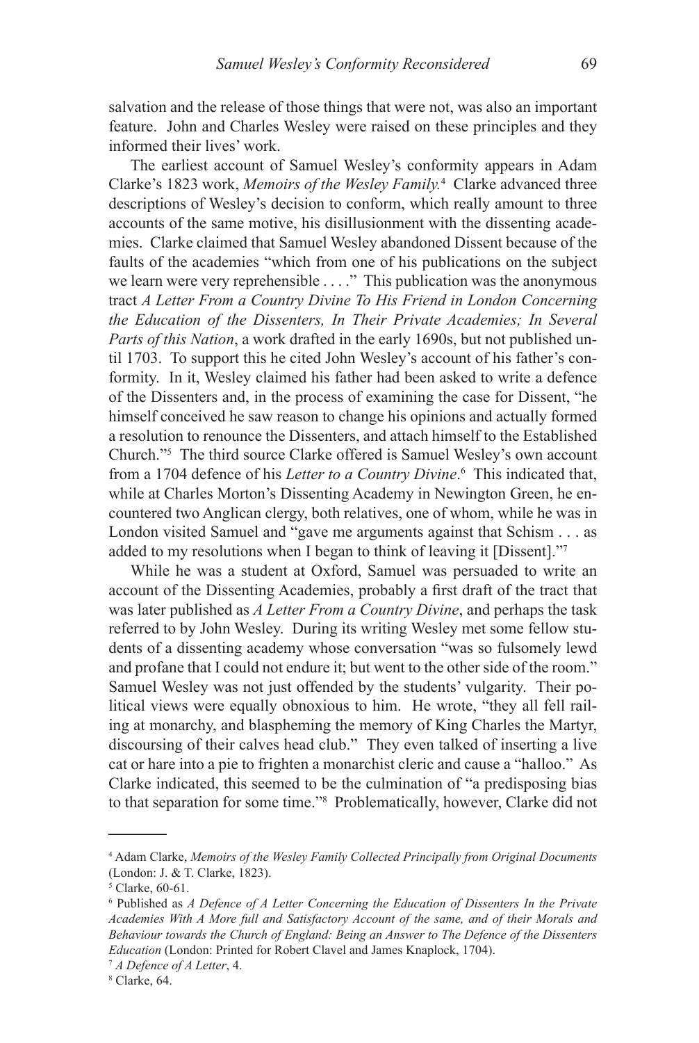salvation and the release of those things that were not, was also an important feature. John and Charles Wesley were raised on these principles and they informed their lives' work.

The earliest account of Samuel Wesley's conformity appears in Adam Clarke's 1823 work, *Memoirs of the Wesley Family.*[4] Clarke advanced three descriptions of Wesley's decision to conform, which really amount to three accounts of the same motive, his disillusionment with the dissenting academies. Clarke claimed that Samuel Wesley abandoned Dissent because of the faults of the academies "which from one of his publications on the subject we learn were very reprehensible . . . ." This publication was the anonymous tract *A Letter From a Country Divine To His Friend in London Concerning the Education of the Dissenters, In Their Private Academies; In Several Parts of this Nation*, a work drafted in the early 1690s, but not published until 1703. To support this he cited John Wesley's account of his father's conformity. In it, Wesley claimed his father had been asked to write a defence of the Dissenters and, in the process of examining the case for Dissent, "he himself conceived he saw reason to change his opinions and actually formed a resolution to renounce the Dissenters, and attach himself to the Established Church."[5] The third source Clarke offered is Samuel Wesley's own account from a 1704 defence of his *Letter to a Country Divine*.[6] This indicated that, while at Charles Morton's Dissenting Academy in Newington Green, he encountered two Anglican clergy, both relatives, one of whom, while he was in London visited Samuel and "gave me arguments against that Schism . . . as added to my resolutions when I began to think of leaving it [Dissent]."[7]

While he was a student at Oxford, Samuel was persuaded to write an account of the Dissenting Academies, probably a first draft of the tract that was later published as *A Letter From a Country Divine*, and perhaps the task referred to by John Wesley. During its writing Wesley met some fellow students of a dissenting academy whose conversation "was so fulsomely lewd and profane that I could not endure it; but went to the other side of the room." Samuel Wesley was not just offended by the students' vulgarity. Their political views were equally obnoxious to him. He wrote, "they all fell railing at monarchy, and blaspheming the memory of King Charles the Martyr, discoursing of their calves head club." They even talked of inserting a live cat or hare into a pie to frighten a monarchist cleric and cause a "halloo." As Clarke indicated, this seemed to be the culmination of "a predisposing bias to that separation for some time."[8] Problematically, however, Clarke did not

---

[4] Adam Clarke, *Memoirs of the Wesley Family Collected Principally from Original Documents* (London: J. & T. Clarke, 1823).

[5] Clarke, 60-61.

[6] Published as *A Defence of A Letter Concerning the Education of Dissenters In the Private Academies With A More full and Satisfactory Account of the same, and of their Morals and Behaviour towards the Church of England: Being an Answer to The Defence of the Dissenters Education* (London: Printed for Robert Clavel and James Knaplock, 1704).

[7] *A Defence of A Letter*, 4.

[8] Clarke, 64.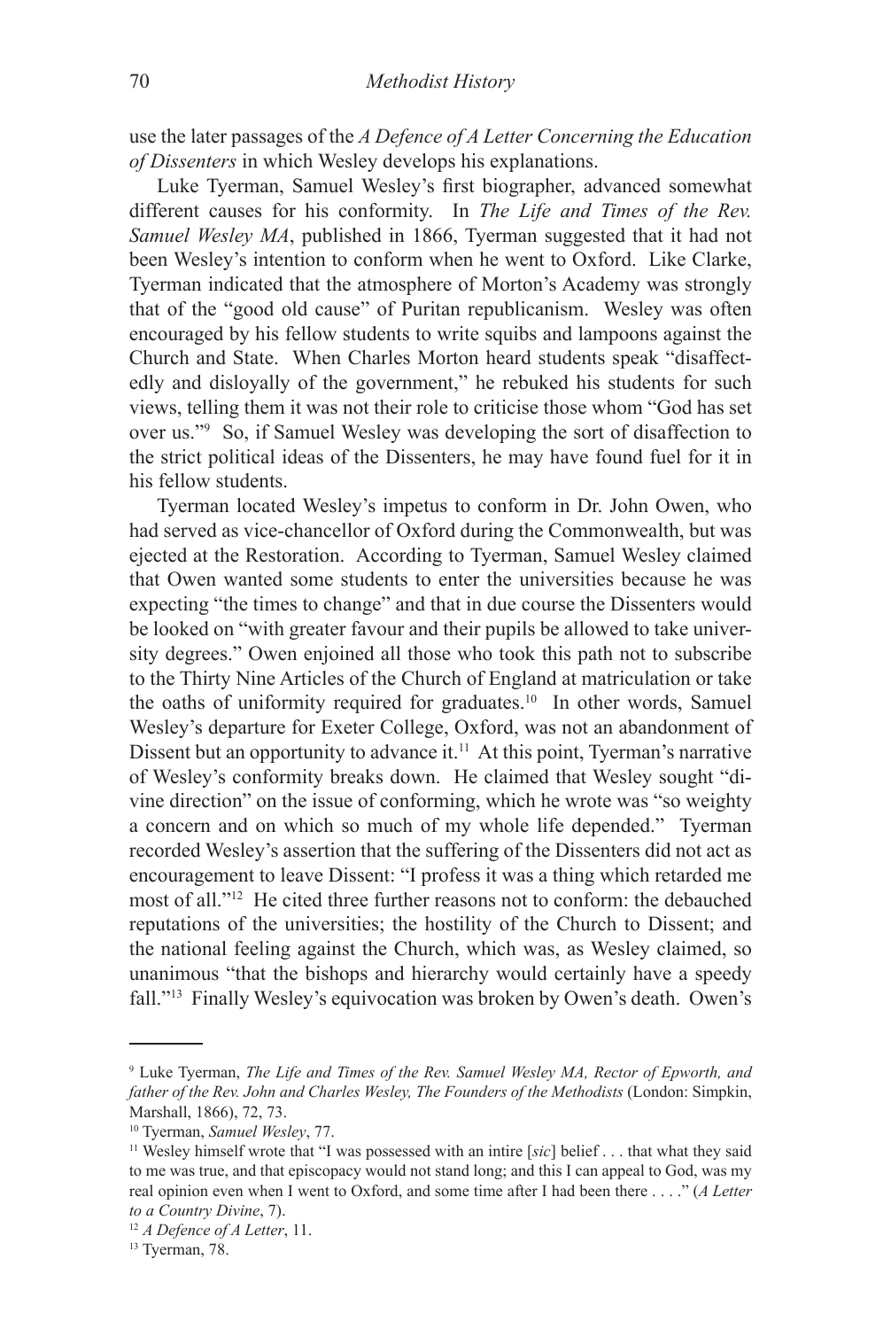use the later passages of the *A Defence of A Letter Concerning the Education of Dissenters* in which Wesley develops his explanations.

Luke Tyerman, Samuel Wesley's first biographer, advanced somewhat different causes for his conformity. In *The Life and Times of the Rev. Samuel Wesley MA*, published in 1866, Tyerman suggested that it had not been Wesley's intention to conform when he went to Oxford. Like Clarke, Tyerman indicated that the atmosphere of Morton's Academy was strongly that of the "good old cause" of Puritan republicanism. Wesley was often encouraged by his fellow students to write squibs and lampoons against the Church and State. When Charles Morton heard students speak "disaffectedly and disloyally of the government," he rebuked his students for such views, telling them it was not their role to criticise those whom "God has set over us."[9] So, if Samuel Wesley was developing the sort of disaffection to the strict political ideas of the Dissenters, he may have found fuel for it in his fellow students.

Tyerman located Wesley's impetus to conform in Dr. John Owen, who had served as vice-chancellor of Oxford during the Commonwealth, but was ejected at the Restoration. According to Tyerman, Samuel Wesley claimed that Owen wanted some students to enter the universities because he was expecting "the times to change" and that in due course the Dissenters would be looked on "with greater favour and their pupils be allowed to take university degrees." Owen enjoined all those who took this path not to subscribe to the Thirty Nine Articles of the Church of England at matriculation or take the oaths of uniformity required for graduates.[10] In other words, Samuel Wesley's departure for Exeter College, Oxford, was not an abandonment of Dissent but an opportunity to advance it.[11] At this point, Tyerman's narrative of Wesley's conformity breaks down. He claimed that Wesley sought "divine direction" on the issue of conforming, which he wrote was "so weighty a concern and on which so much of my whole life depended." Tyerman recorded Wesley's assertion that the suffering of the Dissenters did not act as encouragement to leave Dissent: "I profess it was a thing which retarded me most of all."[12] He cited three further reasons not to conform: the debauched reputations of the universities; the hostility of the Church to Dissent; and the national feeling against the Church, which was, as Wesley claimed, so unanimous "that the bishops and hierarchy would certainly have a speedy fall."[13] Finally Wesley's equivocation was broken by Owen's death. Owen's

---

[9] Luke Tyerman, *The Life and Times of the Rev. Samuel Wesley MA, Rector of Epworth, and father of the Rev. John and Charles Wesley, The Founders of the Methodists* (London: Simpkin, Marshall, 1866), 72, 73.

[10] Tyerman, *Samuel Wesley*, 77.

[11] Wesley himself wrote that "I was possessed with an intire [*sic*] belief . . . that what they said to me was true, and that episcopacy would not stand long; and this I can appeal to God, was my real opinion even when I went to Oxford, and some time after I had been there . . . ." (*A Letter to a Country Divine*, 7).

[12] *A Defence of A Letter*, 11.

[13] Tyerman, 78.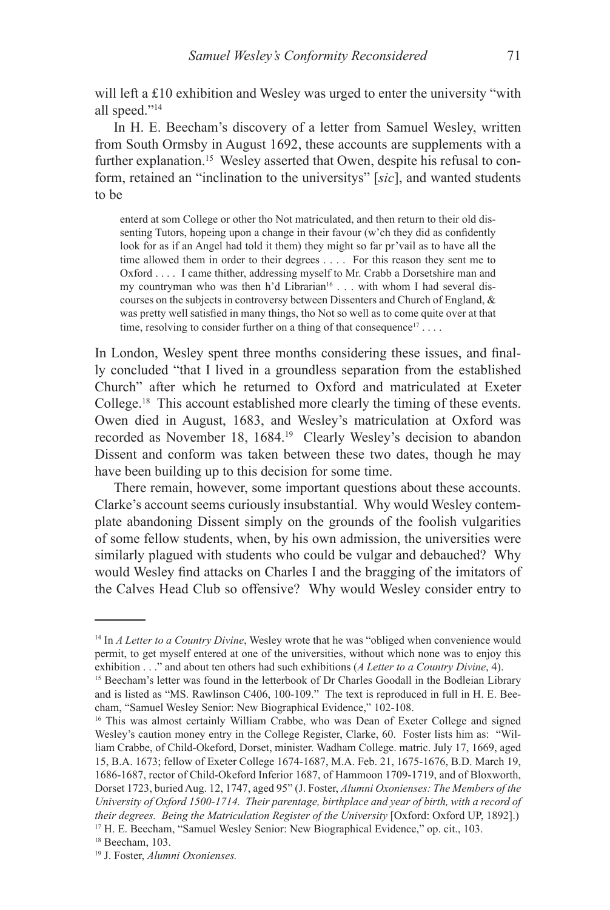will left a £10 exhibition and Wesley was urged to enter the university "with all speed."[14]

In H. E. Beecham's discovery of a letter from Samuel Wesley, written from South Ormsby in August 1692, these accounts are supplements with a further explanation.[15] Wesley asserted that Owen, despite his refusal to conform, retained an "inclination to the universitys" [*sic*], and wanted students to be

> enterd at som College or other tho Not matriculated, and then return to their old dissenting Tutors, hopeing upon a change in their favour (w'ch they did as confidently look for as if an Angel had told it them) they might so far pr'vail as to have all the time allowed them in order to their degrees . . . . For this reason they sent me to Oxford . . . . I came thither, addressing myself to Mr. Crabb a Dorsetshire man and my countryman who was then h'd Librarian[16] . . . with whom I had several discourses on the subjects in controversy between Dissenters and Church of England, & was pretty well satisfied in many things, tho Not so well as to come quite over at that time, resolving to consider further on a thing of that consequence[17] . . . .

In London, Wesley spent three months considering these issues, and finally concluded "that I lived in a groundless separation from the established Church" after which he returned to Oxford and matriculated at Exeter College.[18] This account established more clearly the timing of these events. Owen died in August, 1683, and Wesley's matriculation at Oxford was recorded as November 18, 1684.[19] Clearly Wesley's decision to abandon Dissent and conform was taken between these two dates, though he may have been building up to this decision for some time.

There remain, however, some important questions about these accounts. Clarke's account seems curiously insubstantial. Why would Wesley contemplate abandoning Dissent simply on the grounds of the foolish vulgarities of some fellow students, when, by his own admission, the universities were similarly plagued with students who could be vulgar and debauched? Why would Wesley find attacks on Charles I and the bragging of the imitators of the Calves Head Club so offensive? Why would Wesley consider entry to

---

[14] In *A Letter to a Country Divine*, Wesley wrote that he was "obliged when convenience would permit, to get myself entered at one of the universities, without which none was to enjoy this exhibition . . ." and about ten others had such exhibitions (*A Letter to a Country Divine*, 4).

[15] Beecham's letter was found in the letterbook of Dr Charles Goodall in the Bodleian Library and is listed as "MS. Rawlinson C406, 100-109." The text is reproduced in full in H. E. Beecham, "Samuel Wesley Senior: New Biographical Evidence," 102-108.

[16] This was almost certainly William Crabbe, who was Dean of Exeter College and signed Wesley's caution money entry in the College Register, Clarke, 60. Foster lists him as: "William Crabbe, of Child-Okeford, Dorset, minister. Wadham College. matric. July 17, 1669, aged 15, B.A. 1673; fellow of Exeter College 1674-1687, M.A. Feb. 21, 1675-1676, B.D. March 19, 1686-1687, rector of Child-Okeford Inferior 1687, of Hammoon 1709-1719, and of Bloxworth, Dorset 1723, buried Aug. 12, 1747, aged 95" (J. Foster, *Alumni Oxonienses: The Members of the University of Oxford 1500-1714. Their parentage, birthplace and year of birth, with a record of their degrees. Being the Matriculation Register of the University* [Oxford: Oxford UP, 1892].)

[17] H. E. Beecham, "Samuel Wesley Senior: New Biographical Evidence," op. cit., 103.

[18] Beecham, 103.

[19] J. Foster, *Alumni Oxonienses.*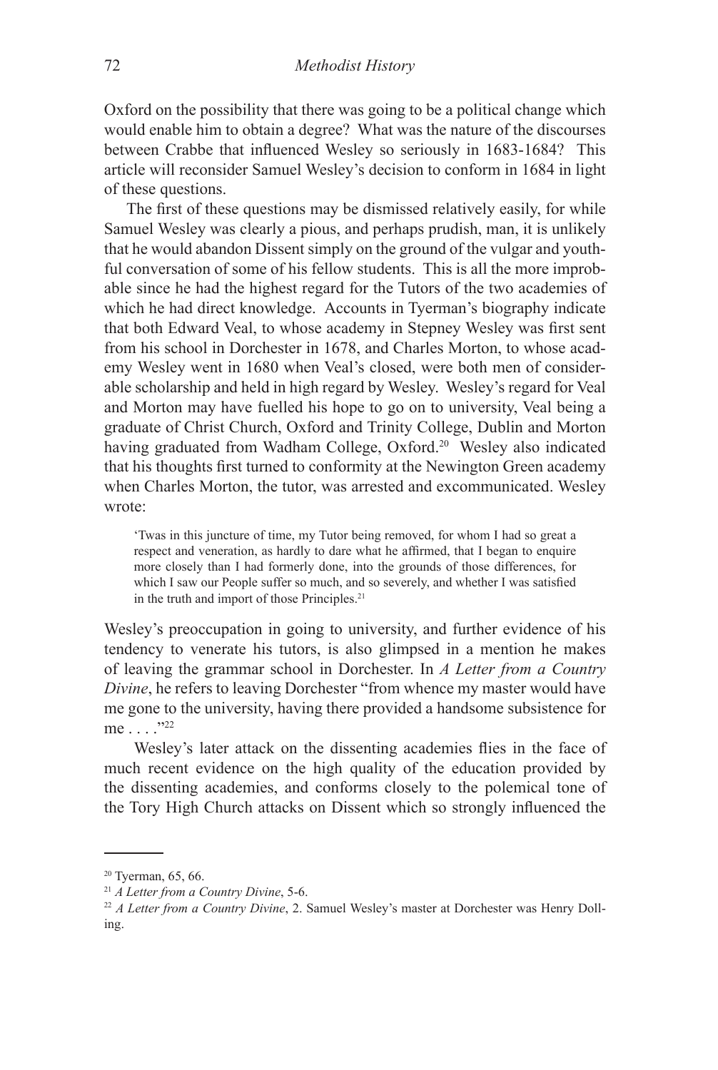Oxford on the possibility that there was going to be a political change which would enable him to obtain a degree? What was the nature of the discourses between Crabbe that influenced Wesley so seriously in 1683-1684? This article will reconsider Samuel Wesley's decision to conform in 1684 in light of these questions.

The first of these questions may be dismissed relatively easily, for while Samuel Wesley was clearly a pious, and perhaps prudish, man, it is unlikely that he would abandon Dissent simply on the ground of the vulgar and youthful conversation of some of his fellow students. This is all the more improbable since he had the highest regard for the Tutors of the two academies of which he had direct knowledge. Accounts in Tyerman's biography indicate that both Edward Veal, to whose academy in Stepney Wesley was first sent from his school in Dorchester in 1678, and Charles Morton, to whose academy Wesley went in 1680 when Veal's closed, were both men of considerable scholarship and held in high regard by Wesley. Wesley's regard for Veal and Morton may have fuelled his hope to go on to university, Veal being a graduate of Christ Church, Oxford and Trinity College, Dublin and Morton having graduated from Wadham College, Oxford.[20] Wesley also indicated that his thoughts first turned to conformity at the Newington Green academy when Charles Morton, the tutor, was arrested and excommunicated. Wesley wrote:

> 'Twas in this juncture of time, my Tutor being removed, for whom I had so great a respect and veneration, as hardly to dare what he affirmed, that I began to enquire more closely than I had formerly done, into the grounds of those differences, for which I saw our People suffer so much, and so severely, and whether I was satisfied in the truth and import of those Principles.[21]

Wesley's preoccupation in going to university, and further evidence of his tendency to venerate his tutors, is also glimpsed in a mention he makes of leaving the grammar school in Dorchester. In *A Letter from a Country Divine*, he refers to leaving Dorchester "from whence my master would have me gone to the university, having there provided a handsome subsistence for me . . . ."[22]

Wesley's later attack on the dissenting academies flies in the face of much recent evidence on the high quality of the education provided by the dissenting academies, and conforms closely to the polemical tone of the Tory High Church attacks on Dissent which so strongly influenced the

---

[20] Tyerman, 65, 66.

[21] *A Letter from a Country Divine*, 5-6.

[22] *A Letter from a Country Divine*, 2. Samuel Wesley's master at Dorchester was Henry Dolling.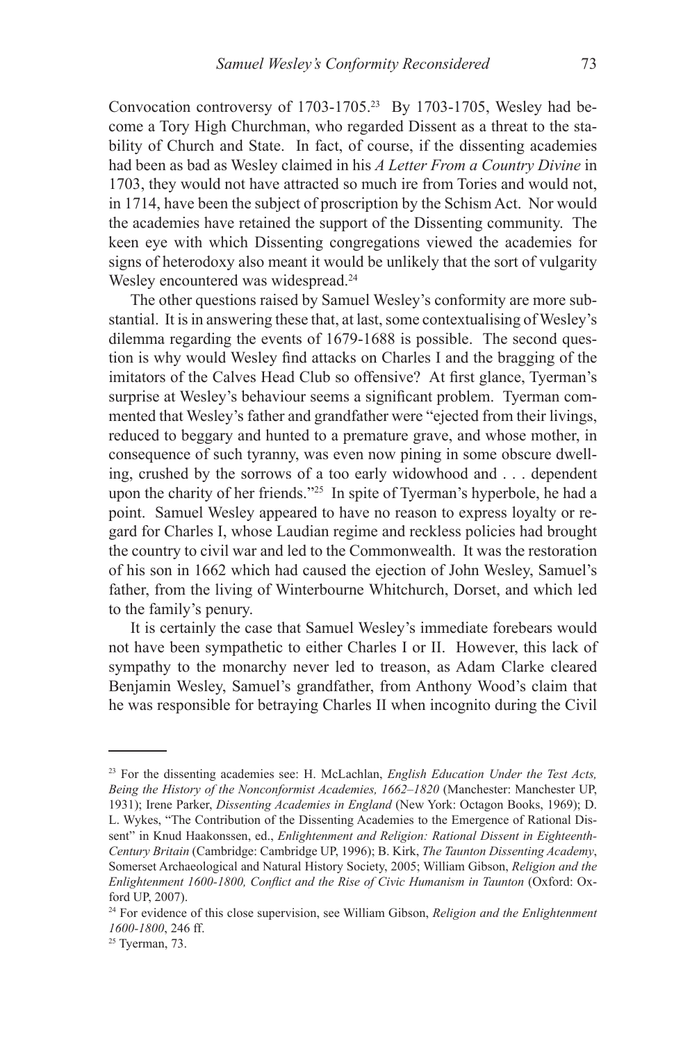Convocation controversy of 1703-1705.[23] By 1703-1705, Wesley had become a Tory High Churchman, who regarded Dissent as a threat to the stability of Church and State. In fact, of course, if the dissenting academies had been as bad as Wesley claimed in his *A Letter From a Country Divine* in 1703, they would not have attracted so much ire from Tories and would not, in 1714, have been the subject of proscription by the Schism Act. Nor would the academies have retained the support of the Dissenting community. The keen eye with which Dissenting congregations viewed the academies for signs of heterodoxy also meant it would be unlikely that the sort of vulgarity Wesley encountered was widespread.[24]

The other questions raised by Samuel Wesley's conformity are more substantial. It is in answering these that, at last, some contextualising of Wesley's dilemma regarding the events of 1679-1688 is possible. The second question is why would Wesley find attacks on Charles I and the bragging of the imitators of the Calves Head Club so offensive? At first glance, Tyerman's surprise at Wesley's behaviour seems a significant problem. Tyerman commented that Wesley's father and grandfather were "ejected from their livings, reduced to beggary and hunted to a premature grave, and whose mother, in consequence of such tyranny, was even now pining in some obscure dwelling, crushed by the sorrows of a too early widowhood and . . . dependent upon the charity of her friends."[25] In spite of Tyerman's hyperbole, he had a point. Samuel Wesley appeared to have no reason to express loyalty or regard for Charles I, whose Laudian regime and reckless policies had brought the country to civil war and led to the Commonwealth. It was the restoration of his son in 1662 which had caused the ejection of John Wesley, Samuel's father, from the living of Winterbourne Whitchurch, Dorset, and which led to the family's penury.

It is certainly the case that Samuel Wesley's immediate forebears would not have been sympathetic to either Charles I or II. However, this lack of sympathy to the monarchy never led to treason, as Adam Clarke cleared Benjamin Wesley, Samuel's grandfather, from Anthony Wood's claim that he was responsible for betraying Charles II when incognito during the Civil

---

[23] For the dissenting academies see: H. McLachlan, *English Education Under the Test Acts, Being the History of the Nonconformist Academies, 1662–1820* (Manchester: Manchester UP, 1931); Irene Parker, *Dissenting Academies in England* (New York: Octagon Books, 1969); D. L. Wykes, "The Contribution of the Dissenting Academies to the Emergence of Rational Dissent" in Knud Haakonssen, ed., *Enlightenment and Religion: Rational Dissent in Eighteenth-Century Britain* (Cambridge: Cambridge UP, 1996); B. Kirk, *The Taunton Dissenting Academy*, Somerset Archaeological and Natural History Society, 2005; William Gibson, *Religion and the Enlightenment 1600-1800, Conflict and the Rise of Civic Humanism in Taunton* (Oxford: Oxford UP, 2007).

[24] For evidence of this close supervision, see William Gibson, *Religion and the Enlightenment 1600-1800*, 246 ff.

[25] Tyerman, 73.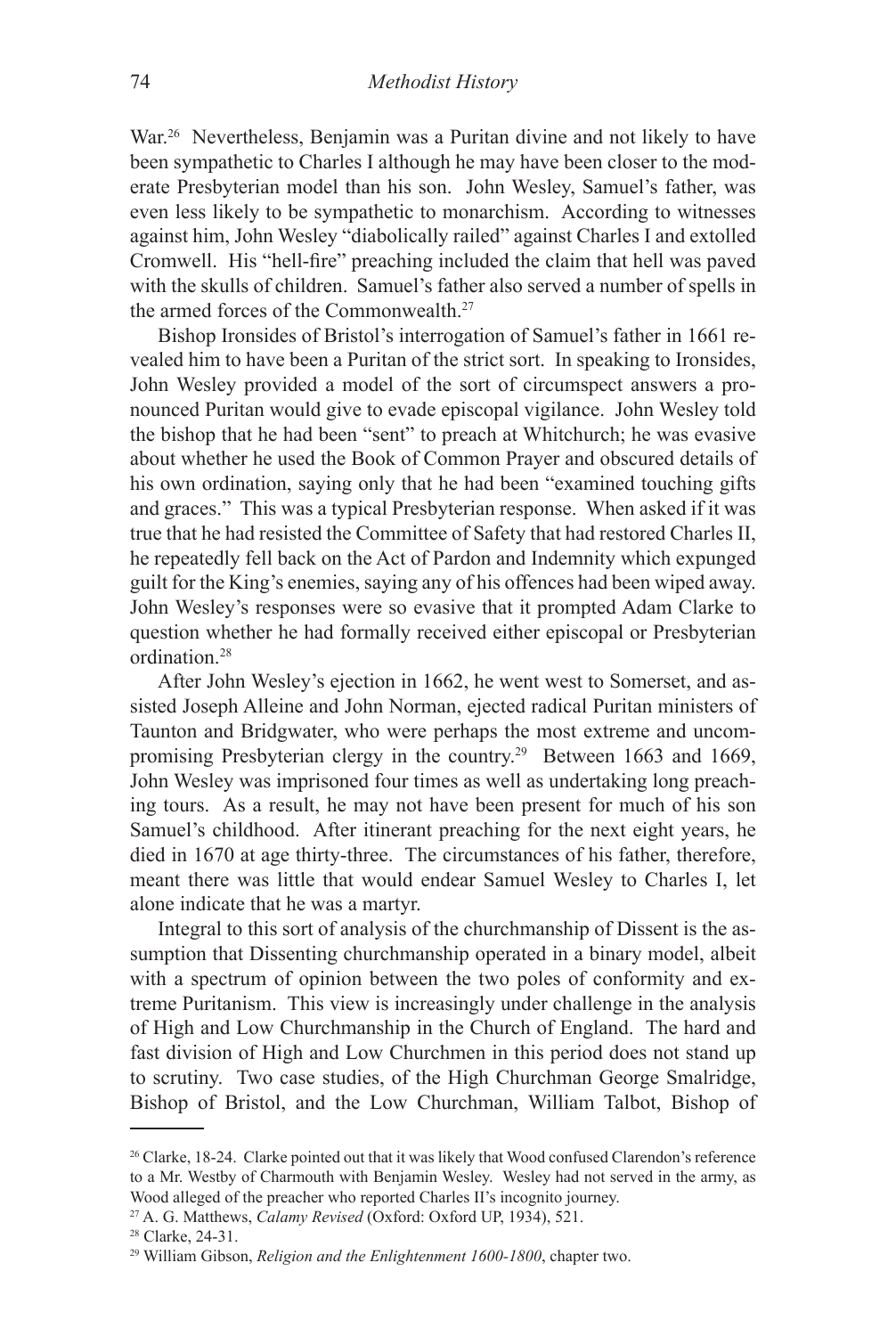War.[26] Nevertheless, Benjamin was a Puritan divine and not likely to have been sympathetic to Charles I although he may have been closer to the moderate Presbyterian model than his son. John Wesley, Samuel's father, was even less likely to be sympathetic to monarchism. According to witnesses against him, John Wesley "diabolically railed" against Charles I and extolled Cromwell. His "hell-fire" preaching included the claim that hell was paved with the skulls of children. Samuel's father also served a number of spells in the armed forces of the Commonwealth.[27]

Bishop Ironsides of Bristol's interrogation of Samuel's father in 1661 revealed him to have been a Puritan of the strict sort. In speaking to Ironsides, John Wesley provided a model of the sort of circumspect answers a pronounced Puritan would give to evade episcopal vigilance. John Wesley told the bishop that he had been "sent" to preach at Whitchurch; he was evasive about whether he used the Book of Common Prayer and obscured details of his own ordination, saying only that he had been "examined touching gifts and graces." This was a typical Presbyterian response. When asked if it was true that he had resisted the Committee of Safety that had restored Charles II, he repeatedly fell back on the Act of Pardon and Indemnity which expunged guilt for the King's enemies, saying any of his offences had been wiped away. John Wesley's responses were so evasive that it prompted Adam Clarke to question whether he had formally received either episcopal or Presbyterian ordination.[28]

After John Wesley's ejection in 1662, he went west to Somerset, and assisted Joseph Alleine and John Norman, ejected radical Puritan ministers of Taunton and Bridgwater, who were perhaps the most extreme and uncompromising Presbyterian clergy in the country.[29] Between 1663 and 1669, John Wesley was imprisoned four times as well as undertaking long preaching tours. As a result, he may not have been present for much of his son Samuel's childhood. After itinerant preaching for the next eight years, he died in 1670 at age thirty-three. The circumstances of his father, therefore, meant there was little that would endear Samuel Wesley to Charles I, let alone indicate that he was a martyr.

Integral to this sort of analysis of the churchmanship of Dissent is the assumption that Dissenting churchmanship operated in a binary model, albeit with a spectrum of opinion between the two poles of conformity and extreme Puritanism. This view is increasingly under challenge in the analysis of High and Low Churchmanship in the Church of England. The hard and fast division of High and Low Churchmen in this period does not stand up to scrutiny. Two case studies, of the High Churchman George Smalridge, Bishop of Bristol, and the Low Churchman, William Talbot, Bishop of

---

[26] Clarke, 18-24. Clarke pointed out that it was likely that Wood confused Clarendon's reference to a Mr. Westby of Charmouth with Benjamin Wesley. Wesley had not served in the army, as Wood alleged of the preacher who reported Charles II's incognito journey.

[27] A. G. Matthews, *Calamy Revised* (Oxford: Oxford UP, 1934), 521.

[28] Clarke, 24-31.

[29] William Gibson, *Religion and the Enlightenment 1600-1800*, chapter two.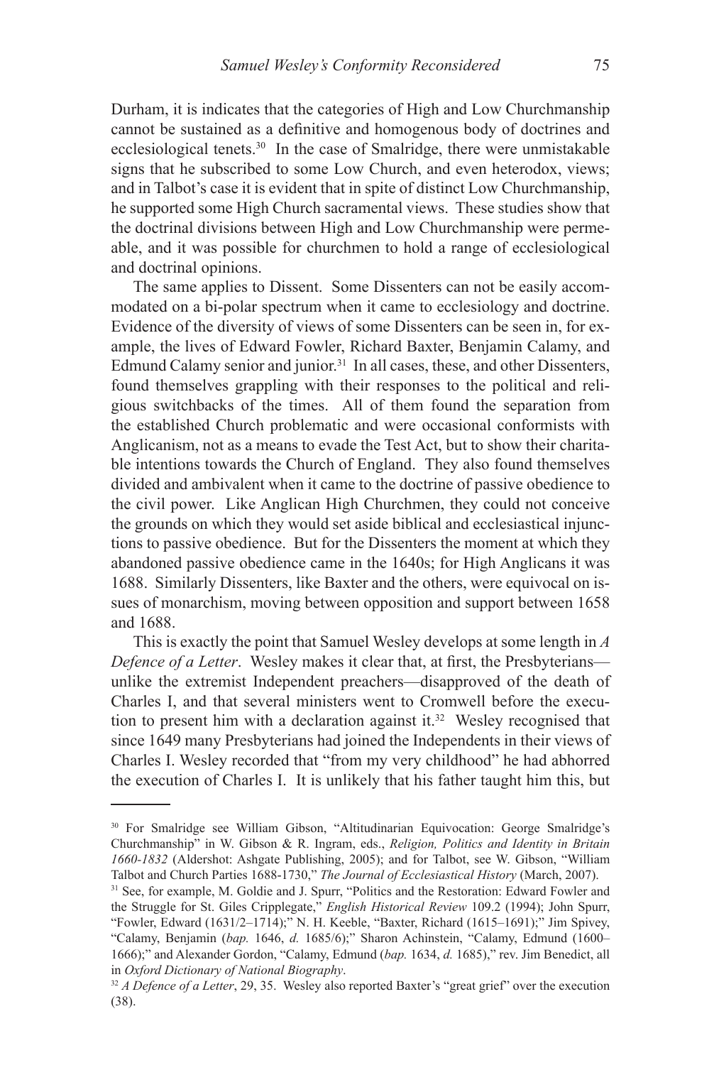Durham, it is indicates that the categories of High and Low Churchmanship cannot be sustained as a definitive and homogenous body of doctrines and ecclesiological tenets.[30] In the case of Smalridge, there were unmistakable signs that he subscribed to some Low Church, and even heterodox, views; and in Talbot's case it is evident that in spite of distinct Low Churchmanship, he supported some High Church sacramental views. These studies show that the doctrinal divisions between High and Low Churchmanship were permeable, and it was possible for churchmen to hold a range of ecclesiological and doctrinal opinions.

The same applies to Dissent. Some Dissenters can not be easily accommodated on a bi-polar spectrum when it came to ecclesiology and doctrine. Evidence of the diversity of views of some Dissenters can be seen in, for example, the lives of Edward Fowler, Richard Baxter, Benjamin Calamy, and Edmund Calamy senior and junior.[31] In all cases, these, and other Dissenters, found themselves grappling with their responses to the political and religious switchbacks of the times. All of them found the separation from the established Church problematic and were occasional conformists with Anglicanism, not as a means to evade the Test Act, but to show their charitable intentions towards the Church of England. They also found themselves divided and ambivalent when it came to the doctrine of passive obedience to the civil power. Like Anglican High Churchmen, they could not conceive the grounds on which they would set aside biblical and ecclesiastical injunctions to passive obedience. But for the Dissenters the moment at which they abandoned passive obedience came in the 1640s; for High Anglicans it was 1688. Similarly Dissenters, like Baxter and the others, were equivocal on issues of monarchism, moving between opposition and support between 1658 and 1688.

This is exactly the point that Samuel Wesley develops at some length in *A Defence of a Letter*. Wesley makes it clear that, at first, the Presbyterians—unlike the extremist Independent preachers—disapproved of the death of Charles I, and that several ministers went to Cromwell before the execution to present him with a declaration against it.[32] Wesley recognised that since 1649 many Presbyterians had joined the Independents in their views of Charles I. Wesley recorded that "from my very childhood" he had abhorred the execution of Charles I. It is unlikely that his father taught him this, but

---

[30] For Smalridge see William Gibson, "Altitudinarian Equivocation: George Smalridge's Churchmanship" in W. Gibson & R. Ingram, eds., *Religion, Politics and Identity in Britain 1660-1832* (Aldershot: Ashgate Publishing, 2005); and for Talbot, see W. Gibson, "William Talbot and Church Parties 1688-1730," *The Journal of Ecclesiastical History* (March, 2007).

[31] See, for example, M. Goldie and J. Spurr, "Politics and the Restoration: Edward Fowler and the Struggle for St. Giles Cripplegate," *English Historical Review* 109.2 (1994); John Spurr, "Fowler, Edward (1631/2–1714);" N. H. Keeble, "Baxter, Richard (1615–1691);" Jim Spivey, "Calamy, Benjamin (*bap.* 1646, *d.* 1685/6);" Sharon Achinstein, "Calamy, Edmund (1600–1666);" and Alexander Gordon, "Calamy, Edmund (*bap.* 1634, *d.* 1685)," rev. Jim Benedict, all in *Oxford Dictionary of National Biography*.

[32] *A Defence of a Letter*, 29, 35. Wesley also reported Baxter's "great grief" over the execution (38).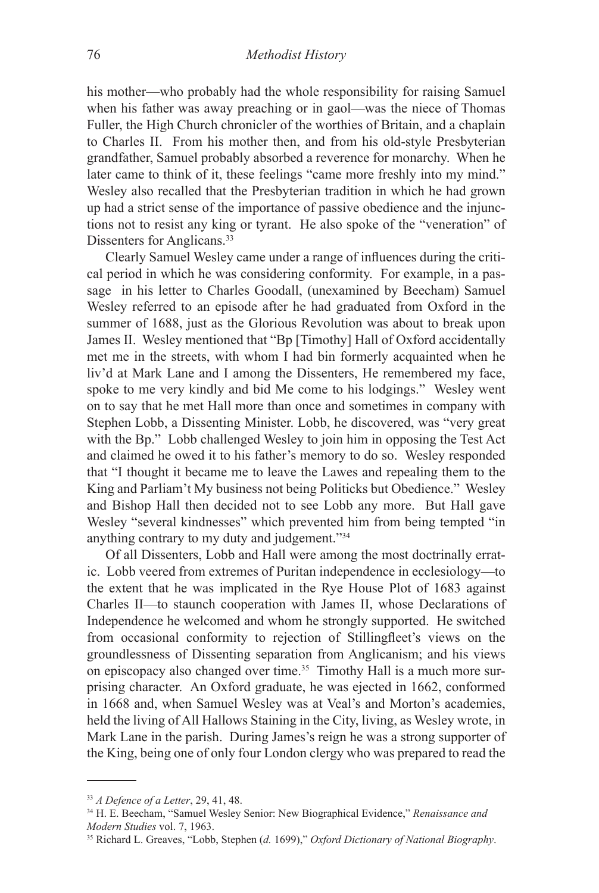his mother—who probably had the whole responsibility for raising Samuel when his father was away preaching or in gaol—was the niece of Thomas Fuller, the High Church chronicler of the worthies of Britain, and a chaplain to Charles II. From his mother then, and from his old-style Presbyterian grandfather, Samuel probably absorbed a reverence for monarchy. When he later came to think of it, these feelings "came more freshly into my mind." Wesley also recalled that the Presbyterian tradition in which he had grown up had a strict sense of the importance of passive obedience and the injunctions not to resist any king or tyrant. He also spoke of the "veneration" of Dissenters for Anglicans.[33]

Clearly Samuel Wesley came under a range of influences during the critical period in which he was considering conformity. For example, in a passage in his letter to Charles Goodall, (unexamined by Beecham) Samuel Wesley referred to an episode after he had graduated from Oxford in the summer of 1688, just as the Glorious Revolution was about to break upon James II. Wesley mentioned that "Bp [Timothy] Hall of Oxford accidentally met me in the streets, with whom I had bin formerly acquainted when he liv'd at Mark Lane and I among the Dissenters, He remembered my face, spoke to me very kindly and bid Me come to his lodgings." Wesley went on to say that he met Hall more than once and sometimes in company with Stephen Lobb, a Dissenting Minister. Lobb, he discovered, was "very great with the Bp." Lobb challenged Wesley to join him in opposing the Test Act and claimed he owed it to his father's memory to do so. Wesley responded that "I thought it became me to leave the Lawes and repealing them to the King and Parliam't My business not being Politicks but Obedience." Wesley and Bishop Hall then decided not to see Lobb any more. But Hall gave Wesley "several kindnesses" which prevented him from being tempted "in anything contrary to my duty and judgement."[34]

Of all Dissenters, Lobb and Hall were among the most doctrinally erratic. Lobb veered from extremes of Puritan independence in ecclesiology—to the extent that he was implicated in the Rye House Plot of 1683 against Charles II—to staunch cooperation with James II, whose Declarations of Independence he welcomed and whom he strongly supported. He switched from occasional conformity to rejection of Stillingfleet's views on the groundlessness of Dissenting separation from Anglicanism; and his views on episcopacy also changed over time.[35] Timothy Hall is a much more surprising character. An Oxford graduate, he was ejected in 1662, conformed in 1668 and, when Samuel Wesley was at Veal's and Morton's academies, held the living of All Hallows Staining in the City, living, as Wesley wrote, in Mark Lane in the parish. During James's reign he was a strong supporter of the King, being one of only four London clergy who was prepared to read the

---

[33] *A Defence of a Letter*, 29, 41, 48.

[34] H. E. Beecham, "Samuel Wesley Senior: New Biographical Evidence," *Renaissance and Modern Studies* vol. 7, 1963.

[35] Richard L. Greaves, "Lobb, Stephen (*d.* 1699)," *Oxford Dictionary of National Biography*.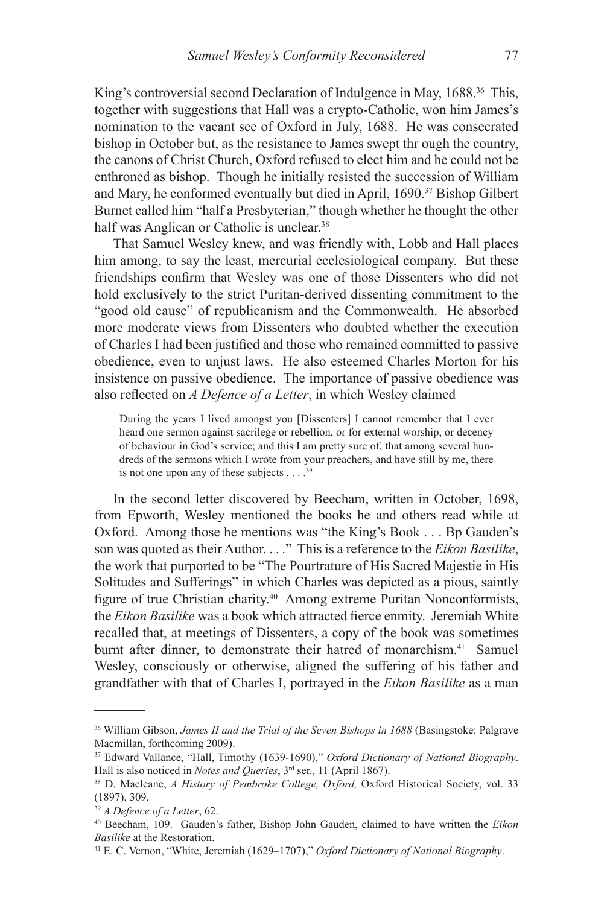King's controversial second Declaration of Indulgence in May, 1688.[36] This, together with suggestions that Hall was a crypto-Catholic, won him James's nomination to the vacant see of Oxford in July, 1688. He was consecrated bishop in October but, as the resistance to James swept thr ough the country, the canons of Christ Church, Oxford refused to elect him and he could not be enthroned as bishop. Though he initially resisted the succession of William and Mary, he conformed eventually but died in April, 1690.[37] Bishop Gilbert Burnet called him "half a Presbyterian," though whether he thought the other half was Anglican or Catholic is unclear.[38]

That Samuel Wesley knew, and was friendly with, Lobb and Hall places him among, to say the least, mercurial ecclesiological company. But these friendships confirm that Wesley was one of those Dissenters who did not hold exclusively to the strict Puritan-derived dissenting commitment to the "good old cause" of republicanism and the Commonwealth. He absorbed more moderate views from Dissenters who doubted whether the execution of Charles I had been justified and those who remained committed to passive obedience, even to unjust laws. He also esteemed Charles Morton for his insistence on passive obedience. The importance of passive obedience was also reflected on *A Defence of a Letter*, in which Wesley claimed

> During the years I lived amongst you [Dissenters] I cannot remember that I ever heard one sermon against sacrilege or rebellion, or for external worship, or decency of behaviour in God's service; and this I am pretty sure of, that among several hundreds of the sermons which I wrote from your preachers, and have still by me, there is not one upon any of these subjects . . . .[39]

In the second letter discovered by Beecham, written in October, 1698, from Epworth, Wesley mentioned the books he and others read while at Oxford. Among those he mentions was "the King's Book . . . Bp Gauden's son was quoted as their Author. . . ." This is a reference to the *Eikon Basilike*, the work that purported to be "The Pourtrature of His Sacred Majestie in His Solitudes and Sufferings" in which Charles was depicted as a pious, saintly figure of true Christian charity.[40] Among extreme Puritan Nonconformists, the *Eikon Basilike* was a book which attracted fierce enmity. Jeremiah White recalled that, at meetings of Dissenters, a copy of the book was sometimes burnt after dinner, to demonstrate their hatred of monarchism.[41] Samuel Wesley, consciously or otherwise, aligned the suffering of his father and grandfather with that of Charles I, portrayed in the *Eikon Basilike* as a man

---

[36] William Gibson, *James II and the Trial of the Seven Bishops in 1688* (Basingstoke: Palgrave Macmillan, forthcoming 2009).

[37] Edward Vallance, "Hall, Timothy (1639-1690)," *Oxford Dictionary of National Biography*. Hall is also noticed in *Notes and Queries*, 3rd ser., 11 (April 1867).

[38] D. Macleane, *A History of Pembroke College, Oxford,* Oxford Historical Society, vol. 33 (1897), 309.

[39] *A Defence of a Letter*, 62.

[40] Beecham, 109. Gauden's father, Bishop John Gauden, claimed to have written the *Eikon Basilike* at the Restoration.

[41] E. C. Vernon, "White, Jeremiah (1629–1707)," *Oxford Dictionary of National Biography*.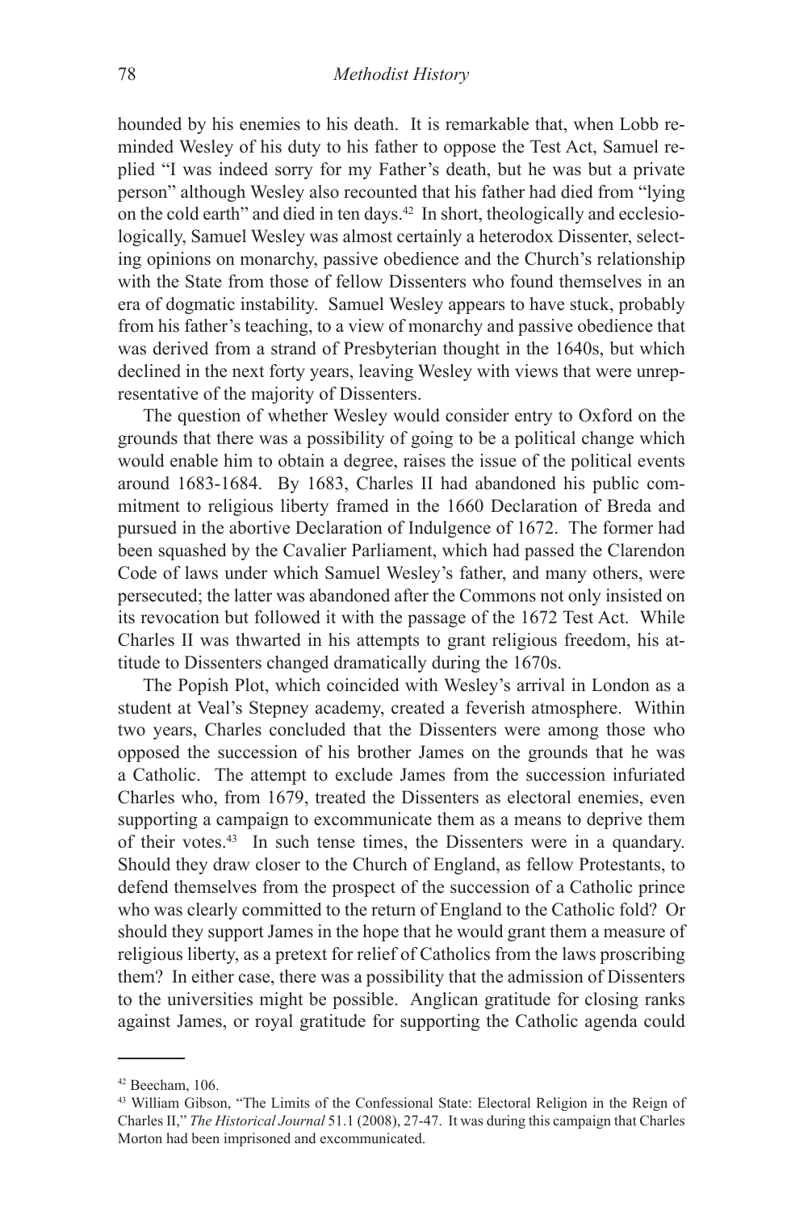hounded by his enemies to his death. It is remarkable that, when Lobb reminded Wesley of his duty to his father to oppose the Test Act, Samuel replied "I was indeed sorry for my Father's death, but he was but a private person" although Wesley also recounted that his father had died from "lying on the cold earth" and died in ten days.[42] In short, theologically and ecclesiologically, Samuel Wesley was almost certainly a heterodox Dissenter, selecting opinions on monarchy, passive obedience and the Church's relationship with the State from those of fellow Dissenters who found themselves in an era of dogmatic instability. Samuel Wesley appears to have stuck, probably from his father's teaching, to a view of monarchy and passive obedience that was derived from a strand of Presbyterian thought in the 1640s, but which declined in the next forty years, leaving Wesley with views that were unrepresentative of the majority of Dissenters.

The question of whether Wesley would consider entry to Oxford on the grounds that there was a possibility of going to be a political change which would enable him to obtain a degree, raises the issue of the political events around 1683-1684. By 1683, Charles II had abandoned his public commitment to religious liberty framed in the 1660 Declaration of Breda and pursued in the abortive Declaration of Indulgence of 1672. The former had been squashed by the Cavalier Parliament, which had passed the Clarendon Code of laws under which Samuel Wesley's father, and many others, were persecuted; the latter was abandoned after the Commons not only insisted on its revocation but followed it with the passage of the 1672 Test Act. While Charles II was thwarted in his attempts to grant religious freedom, his attitude to Dissenters changed dramatically during the 1670s.

The Popish Plot, which coincided with Wesley's arrival in London as a student at Veal's Stepney academy, created a feverish atmosphere. Within two years, Charles concluded that the Dissenters were among those who opposed the succession of his brother James on the grounds that he was a Catholic. The attempt to exclude James from the succession infuriated Charles who, from 1679, treated the Dissenters as electoral enemies, even supporting a campaign to excommunicate them as a means to deprive them of their votes.[43] In such tense times, the Dissenters were in a quandary. Should they draw closer to the Church of England, as fellow Protestants, to defend themselves from the prospect of the succession of a Catholic prince who was clearly committed to the return of England to the Catholic fold? Or should they support James in the hope that he would grant them a measure of religious liberty, as a pretext for relief of Catholics from the laws proscribing them? In either case, there was a possibility that the admission of Dissenters to the universities might be possible. Anglican gratitude for closing ranks against James, or royal gratitude for supporting the Catholic agenda could

[42] Beecham, 106.

[43] William Gibson, "The Limits of the Confessional State: Electoral Religion in the Reign of Charles II," *The Historical Journal* 51.1 (2008), 27-47. It was during this campaign that Charles Morton had been imprisoned and excommunicated.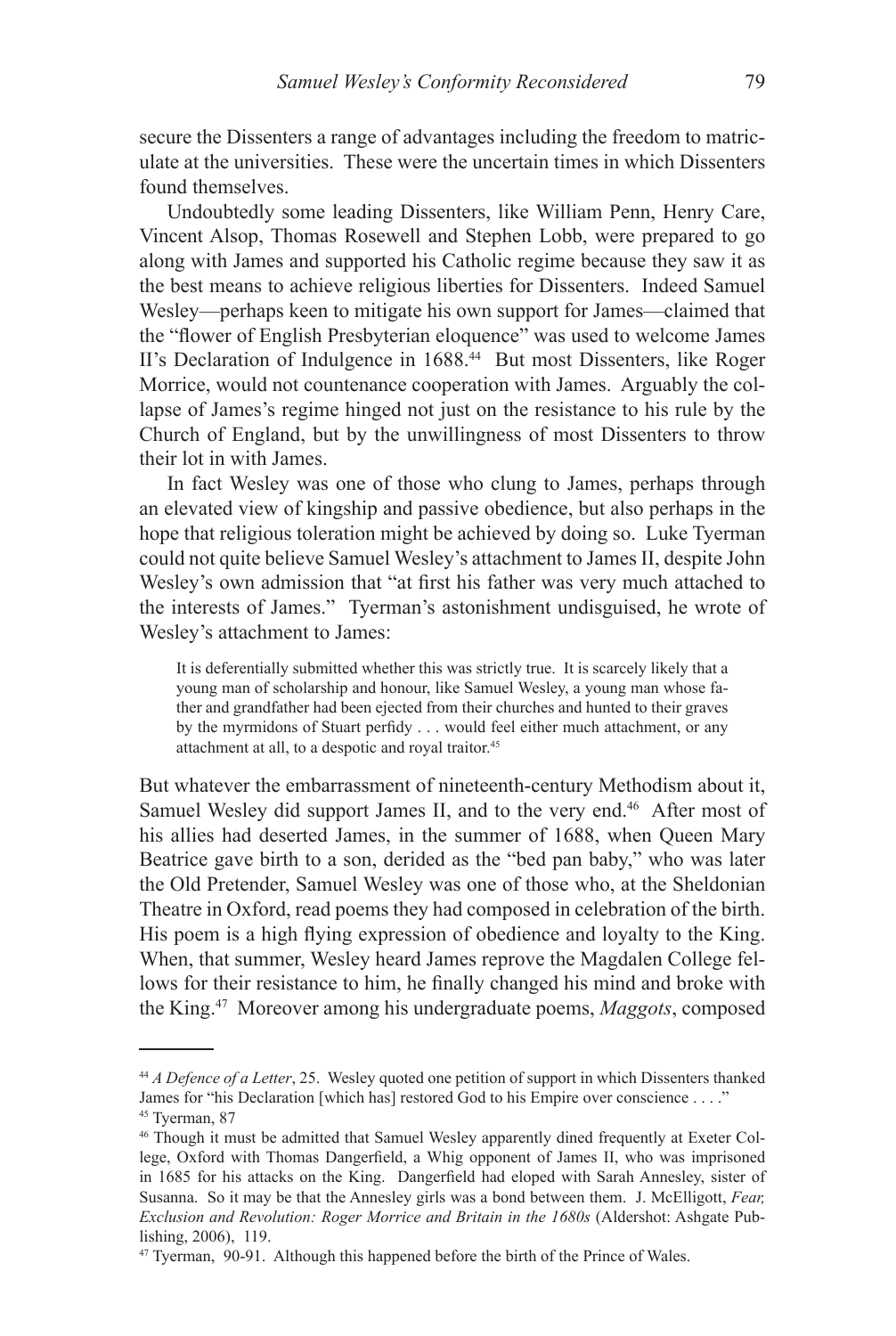secure the Dissenters a range of advantages including the freedom to matriculate at the universities. These were the uncertain times in which Dissenters found themselves.

Undoubtedly some leading Dissenters, like William Penn, Henry Care, Vincent Alsop, Thomas Rosewell and Stephen Lobb, were prepared to go along with James and supported his Catholic regime because they saw it as the best means to achieve religious liberties for Dissenters. Indeed Samuel Wesley—perhaps keen to mitigate his own support for James—claimed that the "flower of English Presbyterian eloquence" was used to welcome James II's Declaration of Indulgence in 1688.[44] But most Dissenters, like Roger Morrice, would not countenance cooperation with James. Arguably the collapse of James's regime hinged not just on the resistance to his rule by the Church of England, but by the unwillingness of most Dissenters to throw their lot in with James.

In fact Wesley was one of those who clung to James, perhaps through an elevated view of kingship and passive obedience, but also perhaps in the hope that religious toleration might be achieved by doing so. Luke Tyerman could not quite believe Samuel Wesley's attachment to James II, despite John Wesley's own admission that "at first his father was very much attached to the interests of James." Tyerman's astonishment undisguised, he wrote of Wesley's attachment to James:

> It is deferentially submitted whether this was strictly true. It is scarcely likely that a young man of scholarship and honour, like Samuel Wesley, a young man whose father and grandfather had been ejected from their churches and hunted to their graves by the myrmidons of Stuart perfidy . . . would feel either much attachment, or any attachment at all, to a despotic and royal traitor.[45]

But whatever the embarrassment of nineteenth-century Methodism about it, Samuel Wesley did support James II, and to the very end.[46] After most of his allies had deserted James, in the summer of 1688, when Queen Mary Beatrice gave birth to a son, derided as the "bed pan baby," who was later the Old Pretender, Samuel Wesley was one of those who, at the Sheldonian Theatre in Oxford, read poems they had composed in celebration of the birth. His poem is a high flying expression of obedience and loyalty to the King. When, that summer, Wesley heard James reprove the Magdalen College fellows for their resistance to him, he finally changed his mind and broke with the King.[47] Moreover among his undergraduate poems, *Maggots*, composed

---

[44] *A Defence of a Letter*, 25. Wesley quoted one petition of support in which Dissenters thanked James for "his Declaration [which has] restored God to his Empire over conscience . . . ."

[45] Tyerman, 87

[46] Though it must be admitted that Samuel Wesley apparently dined frequently at Exeter College, Oxford with Thomas Dangerfield, a Whig opponent of James II, who was imprisoned in 1685 for his attacks on the King. Dangerfield had eloped with Sarah Annesley, sister of Susanna. So it may be that the Annesley girls was a bond between them. J. McElligott, *Fear, Exclusion and Revolution: Roger Morrice and Britain in the 1680s* (Aldershot: Ashgate Publishing, 2006), 119.

[47] Tyerman, 90-91. Although this happened before the birth of the Prince of Wales.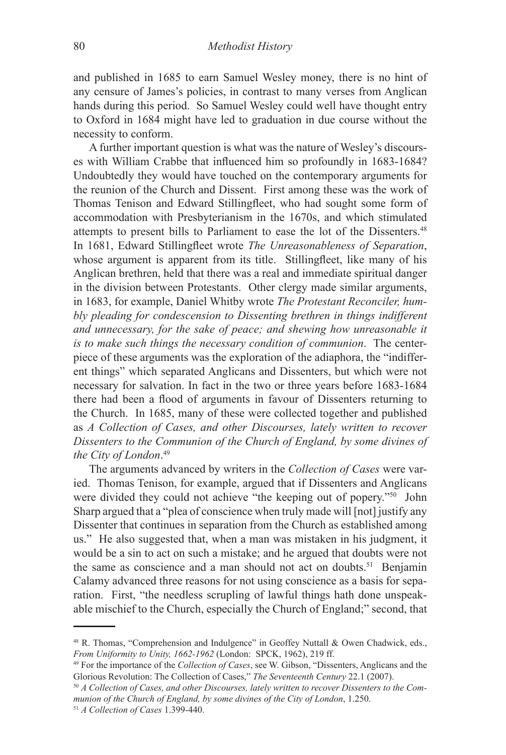and published in 1685 to earn Samuel Wesley money, there is no hint of any censure of James's policies, in contrast to many verses from Anglican hands during this period. So Samuel Wesley could well have thought entry to Oxford in 1684 might have led to graduation in due course without the necessity to conform.

A further important question is what was the nature of Wesley's discourses with William Crabbe that influenced him so profoundly in 1683-1684? Undoubtedly they would have touched on the contemporary arguments for the reunion of the Church and Dissent. First among these was the work of Thomas Tenison and Edward Stillingfleet, who had sought some form of accommodation with Presbyterianism in the 1670s, and which stimulated attempts to present bills to Parliament to ease the lot of the Dissenters.[48] In 1681, Edward Stillingfleet wrote *The Unreasonableness of Separation*, whose argument is apparent from its title. Stillingfleet, like many of his Anglican brethren, held that there was a real and immediate spiritual danger in the division between Protestants. Other clergy made similar arguments, in 1683, for example, Daniel Whitby wrote *The Protestant Reconciler, humbly pleading for condescension to Dissenting brethren in things indifferent and unnecessary, for the sake of peace; and shewing how unreasonable it is to make such things the necessary condition of communion*. The centerpiece of these arguments was the exploration of the adiaphora, the "indifferent things" which separated Anglicans and Dissenters, but which were not necessary for salvation. In fact in the two or three years before 1683-1684 there had been a flood of arguments in favour of Dissenters returning to the Church. In 1685, many of these were collected together and published as *A Collection of Cases, and other Discourses, lately written to recover Dissenters to the Communion of the Church of England, by some divines of the City of London*.[49]

The arguments advanced by writers in the *Collection of Cases* were varied. Thomas Tenison, for example, argued that if Dissenters and Anglicans were divided they could not achieve "the keeping out of popery."[50] John Sharp argued that a "plea of conscience when truly made will [not] justify any Dissenter that continues in separation from the Church as established among us." He also suggested that, when a man was mistaken in his judgment, it would be a sin to act on such a mistake; and he argued that doubts were not the same as conscience and a man should not act on doubts.[51] Benjamin Calamy advanced three reasons for not using conscience as a basis for separation. First, "the needless scrupling of lawful things hath done unspeakable mischief to the Church, especially the Church of England;" second, that

---

[48] R. Thomas, "Comprehension and Indulgence" in Geoffey Nuttall & Owen Chadwick, eds., *From Uniformity to Unity, 1662-1962* (London: SPCK, 1962), 219 ff.

[49] For the importance of the *Collection of Cases*, see W. Gibson, "Dissenters, Anglicans and the Glorious Revolution: The Collection of Cases," *The Seventeenth Century* 22.1 (2007).

[50] *A Collection of Cases, and other Discourses, lately written to recover Dissenters to the Communion of the Church of England, by some divines of the City of London*, 1.250.

[51] *A Collection of Cases* 1.399-440.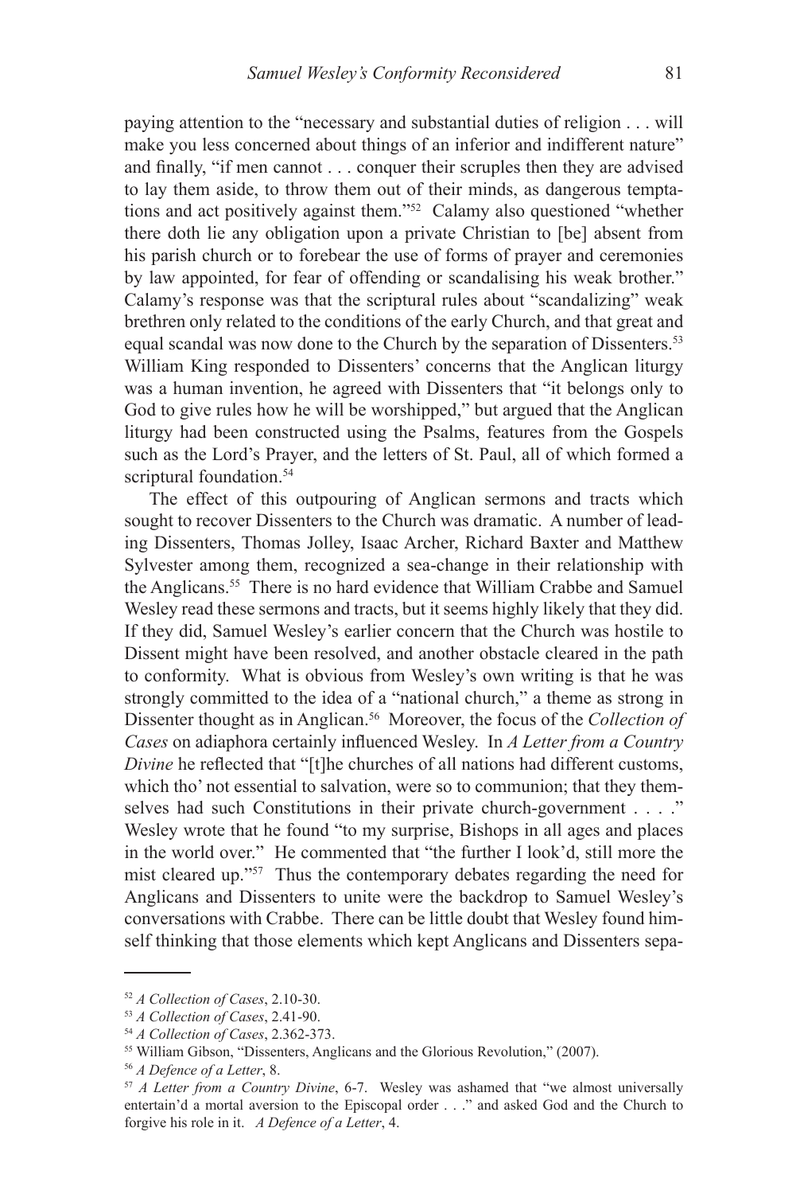paying attention to the "necessary and substantial duties of religion . . . will make you less concerned about things of an inferior and indifferent nature" and finally, "if men cannot . . . conquer their scruples then they are advised to lay them aside, to throw them out of their minds, as dangerous temptations and act positively against them."[52] Calamy also questioned "whether there doth lie any obligation upon a private Christian to [be] absent from his parish church or to forebear the use of forms of prayer and ceremonies by law appointed, for fear of offending or scandalising his weak brother." Calamy's response was that the scriptural rules about "scandalizing" weak brethren only related to the conditions of the early Church, and that great and equal scandal was now done to the Church by the separation of Dissenters.[53] William King responded to Dissenters' concerns that the Anglican liturgy was a human invention, he agreed with Dissenters that "it belongs only to God to give rules how he will be worshipped," but argued that the Anglican liturgy had been constructed using the Psalms, features from the Gospels such as the Lord's Prayer, and the letters of St. Paul, all of which formed a scriptural foundation.[54]

The effect of this outpouring of Anglican sermons and tracts which sought to recover Dissenters to the Church was dramatic. A number of leading Dissenters, Thomas Jolley, Isaac Archer, Richard Baxter and Matthew Sylvester among them, recognized a sea-change in their relationship with the Anglicans.[55] There is no hard evidence that William Crabbe and Samuel Wesley read these sermons and tracts, but it seems highly likely that they did. If they did, Samuel Wesley's earlier concern that the Church was hostile to Dissent might have been resolved, and another obstacle cleared in the path to conformity. What is obvious from Wesley's own writing is that he was strongly committed to the idea of a "national church," a theme as strong in Dissenter thought as in Anglican.[56] Moreover, the focus of the *Collection of Cases* on adiaphora certainly influenced Wesley. In *A Letter from a Country Divine* he reflected that "[t]he churches of all nations had different customs, which tho' not essential to salvation, were so to communion; that they themselves had such Constitutions in their private church-government . . . ." Wesley wrote that he found "to my surprise, Bishops in all ages and places in the world over." He commented that "the further I look'd, still more the mist cleared up."[57] Thus the contemporary debates regarding the need for Anglicans and Dissenters to unite were the backdrop to Samuel Wesley's conversations with Crabbe. There can be little doubt that Wesley found himself thinking that those elements which kept Anglicans and Dissenters sepa-

---

[52] *A Collection of Cases*, 2.10-30.

[53] *A Collection of Cases*, 2.41-90.

[54] *A Collection of Cases*, 2.362-373.

[55] William Gibson, "Dissenters, Anglicans and the Glorious Revolution," (2007).

[56] *A Defence of a Letter*, 8.

[57] *A Letter from a Country Divine*, 6-7. Wesley was ashamed that "we almost universally entertain'd a mortal aversion to the Episcopal order . . ." and asked God and the Church to forgive his role in it. *A Defence of a Letter*, 4.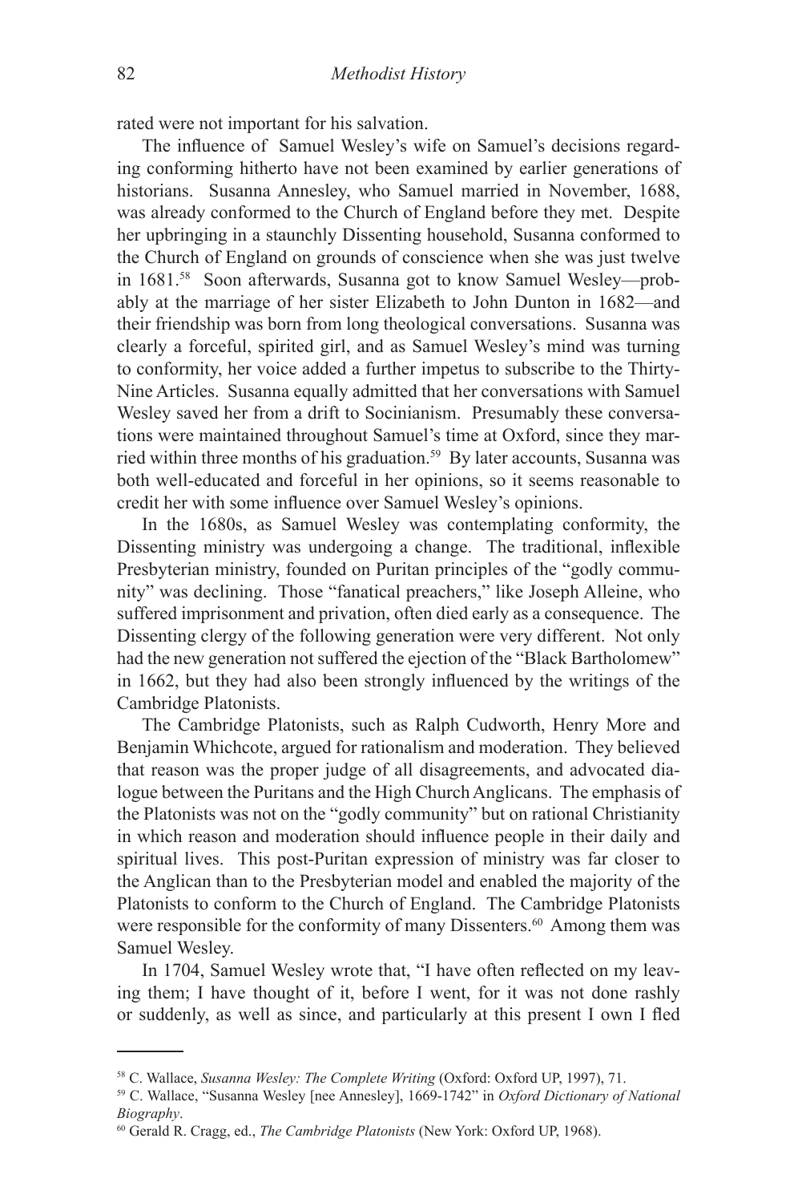rated were not important for his salvation.

The influence of Samuel Wesley's wife on Samuel's decisions regarding conforming hitherto have not been examined by earlier generations of historians. Susanna Annesley, who Samuel married in November, 1688, was already conformed to the Church of England before they met. Despite her upbringing in a staunchly Dissenting household, Susanna conformed to the Church of England on grounds of conscience when she was just twelve in 1681.[58] Soon afterwards, Susanna got to know Samuel Wesley—probably at the marriage of her sister Elizabeth to John Dunton in 1682—and their friendship was born from long theological conversations. Susanna was clearly a forceful, spirited girl, and as Samuel Wesley's mind was turning to conformity, her voice added a further impetus to subscribe to the Thirty-Nine Articles. Susanna equally admitted that her conversations with Samuel Wesley saved her from a drift to Socinianism. Presumably these conversations were maintained throughout Samuel's time at Oxford, since they married within three months of his graduation.[59] By later accounts, Susanna was both well-educated and forceful in her opinions, so it seems reasonable to credit her with some influence over Samuel Wesley's opinions.

In the 1680s, as Samuel Wesley was contemplating conformity, the Dissenting ministry was undergoing a change. The traditional, inflexible Presbyterian ministry, founded on Puritan principles of the "godly community" was declining. Those "fanatical preachers," like Joseph Alleine, who suffered imprisonment and privation, often died early as a consequence. The Dissenting clergy of the following generation were very different. Not only had the new generation not suffered the ejection of the "Black Bartholomew" in 1662, but they had also been strongly influenced by the writings of the Cambridge Platonists.

The Cambridge Platonists, such as Ralph Cudworth, Henry More and Benjamin Whichcote, argued for rationalism and moderation. They believed that reason was the proper judge of all disagreements, and advocated dialogue between the Puritans and the High Church Anglicans. The emphasis of the Platonists was not on the "godly community" but on rational Christianity in which reason and moderation should influence people in their daily and spiritual lives. This post-Puritan expression of ministry was far closer to the Anglican than to the Presbyterian model and enabled the majority of the Platonists to conform to the Church of England. The Cambridge Platonists were responsible for the conformity of many Dissenters.[60] Among them was Samuel Wesley.

In 1704, Samuel Wesley wrote that, "I have often reflected on my leaving them; I have thought of it, before I went, for it was not done rashly or suddenly, as well as since, and particularly at this present I own I fled

---

[58] C. Wallace, *Susanna Wesley: The Complete Writing* (Oxford: Oxford UP, 1997), 71.

[59] C. Wallace, "Susanna Wesley [nee Annesley], 1669-1742" in *Oxford Dictionary of National Biography*.

[60] Gerald R. Cragg, ed., *The Cambridge Platonists* (New York: Oxford UP, 1968).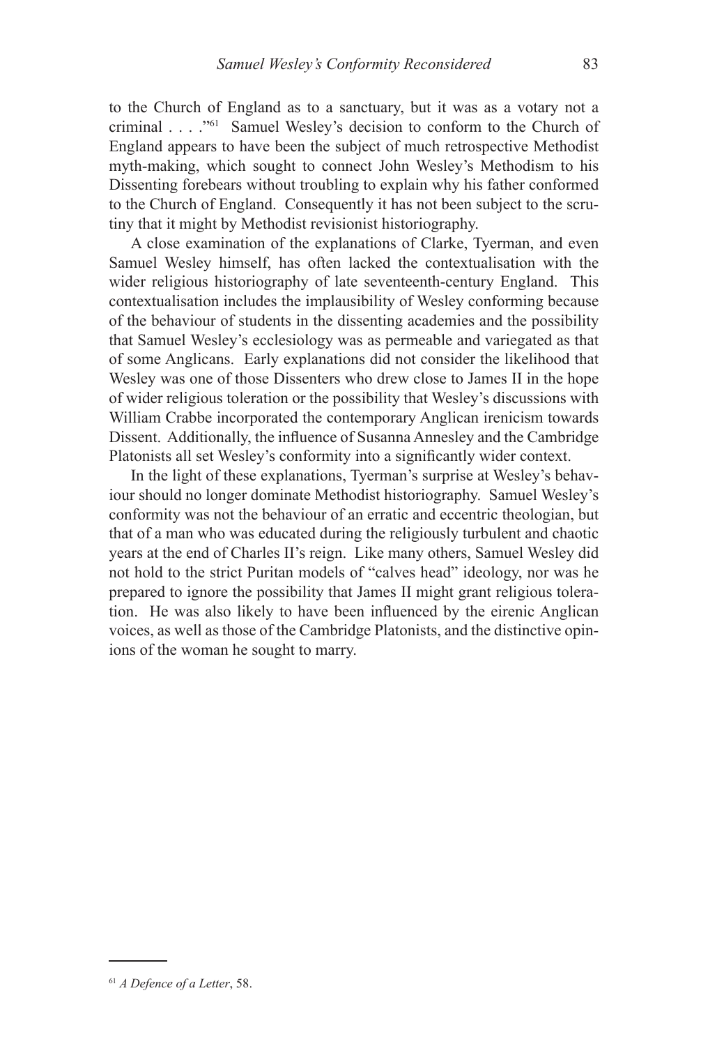to the Church of England as to a sanctuary, but it was as a votary not a criminal . . . ."[61] Samuel Wesley's decision to conform to the Church of England appears to have been the subject of much retrospective Methodist myth-making, which sought to connect John Wesley's Methodism to his Dissenting forebears without troubling to explain why his father conformed to the Church of England. Consequently it has not been subject to the scrutiny that it might by Methodist revisionist historiography.

A close examination of the explanations of Clarke, Tyerman, and even Samuel Wesley himself, has often lacked the contextualisation with the wider religious historiography of late seventeenth-century England. This contextualisation includes the implausibility of Wesley conforming because of the behaviour of students in the dissenting academies and the possibility that Samuel Wesley's ecclesiology was as permeable and variegated as that of some Anglicans. Early explanations did not consider the likelihood that Wesley was one of those Dissenters who drew close to James II in the hope of wider religious toleration or the possibility that Wesley's discussions with William Crabbe incorporated the contemporary Anglican irenicism towards Dissent. Additionally, the influence of Susanna Annesley and the Cambridge Platonists all set Wesley's conformity into a significantly wider context.

In the light of these explanations, Tyerman's surprise at Wesley's behaviour should no longer dominate Methodist historiography. Samuel Wesley's conformity was not the behaviour of an erratic and eccentric theologian, but that of a man who was educated during the religiously turbulent and chaotic years at the end of Charles II's reign. Like many others, Samuel Wesley did not hold to the strict Puritan models of "calves head" ideology, nor was he prepared to ignore the possibility that James II might grant religious toleration. He was also likely to have been influenced by the eirenic Anglican voices, as well as those of the Cambridge Platonists, and the distinctive opinions of the woman he sought to marry.

---

[61] *A Defence of a Letter*, 58.